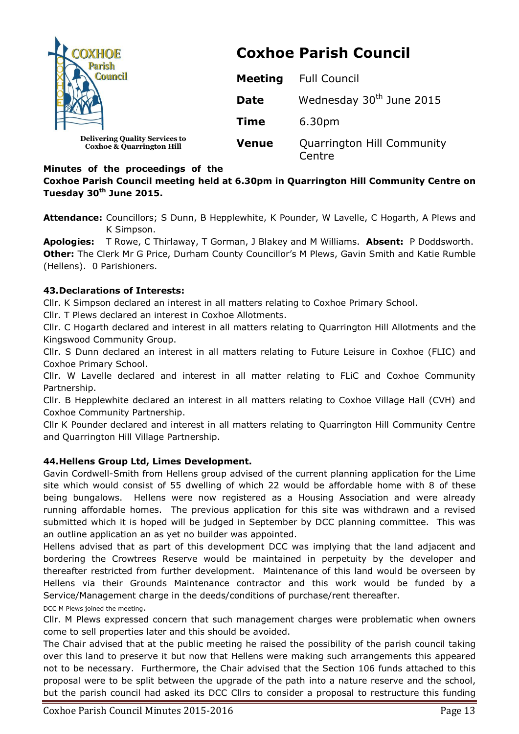Delivering Quality Services to Coxhoe & Quarrington Hill

# Coxhoe Parish Council

| | |
|---|---|
| **Meeting** | Full Council |
| **Date** | Wednesday 30th June 2015 |
| **Time** | 6.30pm |
| **Venue** | Quarrington Hill Community Centre |

**Minutes of the proceedings of the Coxhoe Parish Council meeting held at 6.30pm in Quarrington Hill Community Centre on Tuesday 30th June 2015.**

**Attendance:** Councillors; S Dunn, B Hepplewhite, K Pounder, W Lavelle, C Hogarth, A Plews and K Simpson.

**Apologies:** T Rowe, C Thirlaway, T Gorman, J Blakey and M Williams. **Absent:** P Doddsworth.

**Other:** The Clerk Mr G Price, Durham County Councillor's M Plews, Gavin Smith and Katie Rumble (Hellens). 0 Parishioners.

### 43. Declarations of Interests:

Cllr. K Simpson declared an interest in all matters relating to Coxhoe Primary School.

Cllr. T Plews declared an interest in Coxhoe Allotments.

Cllr. C Hogarth declared and interest in all matters relating to Quarrington Hill Allotments and the Kingswood Community Group.

Cllr. S Dunn declared an interest in all matters relating to Future Leisure in Coxhoe (FLIC) and Coxhoe Primary School.

Cllr. W Lavelle declared and interest in all matter relating to FLiC and Coxhoe Community Partnership.

Cllr. B Hepplewhite declared an interest in all matters relating to Coxhoe Village Hall (CVH) and Coxhoe Community Partnership.

Cllr K Pounder declared and interest in all matters relating to Quarrington Hill Community Centre and Quarrington Hill Village Partnership.

### 44. Hellens Group Ltd, Limes Development.

Gavin Cordwell-Smith from Hellens group advised of the current planning application for the Lime site which would consist of 55 dwelling of which 22 would be affordable home with 8 of these being bungalows. Hellens were now registered as a Housing Association and were already running affordable homes. The previous application for this site was withdrawn and a revised submitted which it is hoped will be judged in September by DCC planning committee. This was an outline application an as yet no builder was appointed.

Hellens advised that as part of this development DCC was implying that the land adjacent and bordering the Crowtrees Reserve would be maintained in perpetuity by the developer and thereafter restricted from further development. Maintenance of this land would be overseen by Hellens via their Grounds Maintenance contractor and this work would be funded by a Service/Management charge in the deeds/conditions of purchase/rent thereafter.

DCC M Plews joined the meeting.

Cllr. M Plews expressed concern that such management charges were problematic when owners come to sell properties later and this should be avoided.

The Chair advised that at the public meeting he raised the possibility of the parish council taking over this land to preserve it but now that Hellens were making such arrangements this appeared not to be necessary. Furthermore, the Chair advised that the Section 106 funds attached to this proposal were to be split between the upgrade of the path into a nature reserve and the school, but the parish council had asked its DCC Cllrs to consider a proposal to restructure this funding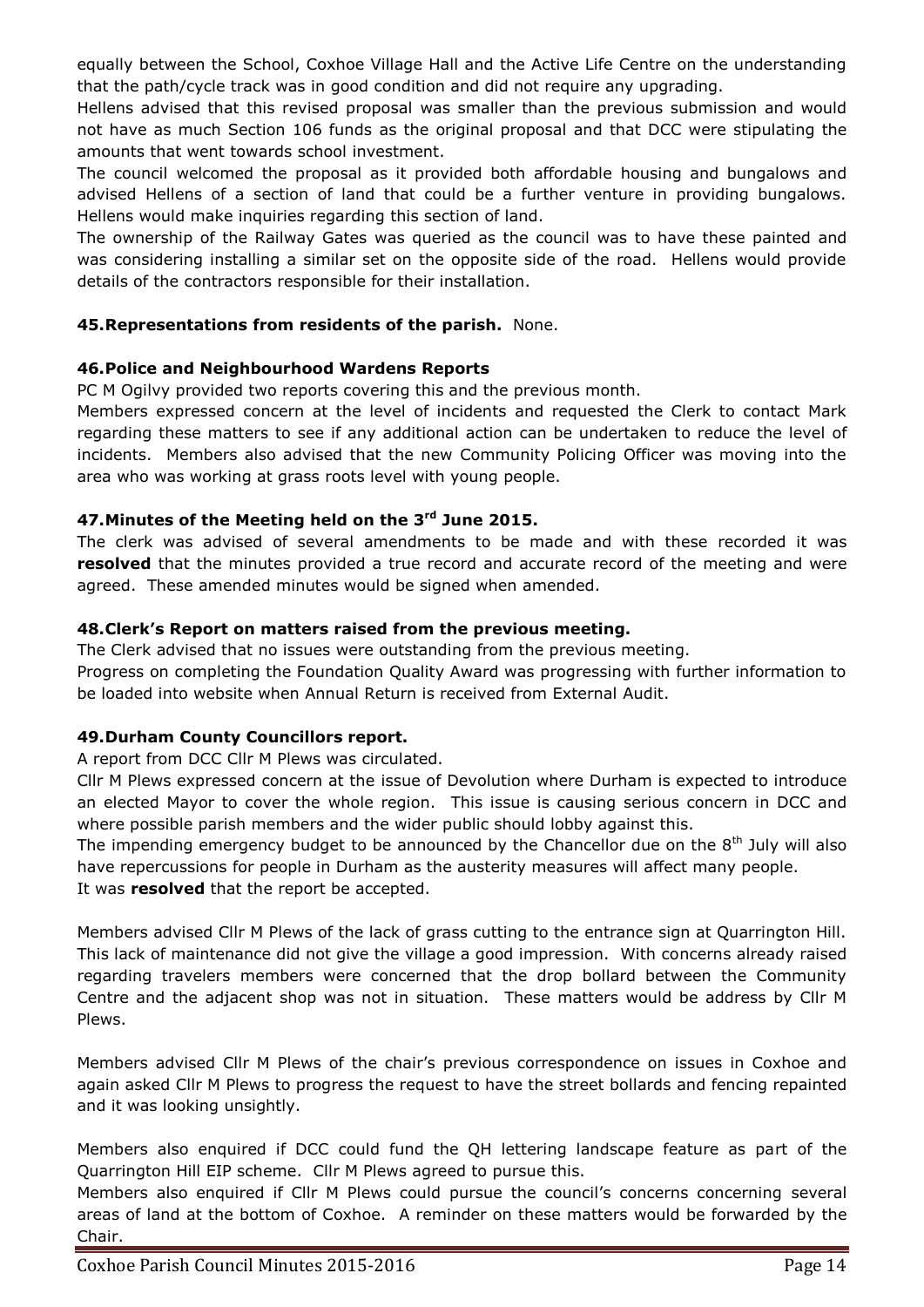equally between the School, Coxhoe Village Hall and the Active Life Centre on the understanding that the path/cycle track was in good condition and did not require any upgrading.

Hellens advised that this revised proposal was smaller than the previous submission and would not have as much Section 106 funds as the original proposal and that DCC were stipulating the amounts that went towards school investment.

The council welcomed the proposal as it provided both affordable housing and bungalows and advised Hellens of a section of land that could be a further venture in providing bungalows. Hellens would make inquiries regarding this section of land.

The ownership of the Railway Gates was queried as the council was to have these painted and was considering installing a similar set on the opposite side of the road. Hellens would provide details of the contractors responsible for their installation.

**45. Representations from residents of the parish.** None.

**46. Police and Neighbourhood Wardens Reports**

PC M Ogilvy provided two reports covering this and the previous month.

Members expressed concern at the level of incidents and requested the Clerk to contact Mark regarding these matters to see if any additional action can be undertaken to reduce the level of incidents. Members also advised that the new Community Policing Officer was moving into the area who was working at grass roots level with young people.

**47. Minutes of the Meeting held on the 3rd June 2015.**

The clerk was advised of several amendments to be made and with these recorded it was **resolved** that the minutes provided a true record and accurate record of the meeting and were agreed. These amended minutes would be signed when amended.

**48. Clerk's Report on matters raised from the previous meeting.**

The Clerk advised that no issues were outstanding from the previous meeting.

Progress on completing the Foundation Quality Award was progressing with further information to be loaded into website when Annual Return is received from External Audit.

**49. Durham County Councillors report.**

A report from DCC Cllr M Plews was circulated.

Cllr M Plews expressed concern at the issue of Devolution where Durham is expected to introduce an elected Mayor to cover the whole region. This issue is causing serious concern in DCC and where possible parish members and the wider public should lobby against this.

The impending emergency budget to be announced by the Chancellor due on the 8th July will also have repercussions for people in Durham as the austerity measures will affect many people.

It was **resolved** that the report be accepted.

Members advised Cllr M Plews of the lack of grass cutting to the entrance sign at Quarrington Hill. This lack of maintenance did not give the village a good impression. With concerns already raised regarding travelers members were concerned that the drop bollard between the Community Centre and the adjacent shop was not in situation. These matters would be address by Cllr M Plews.

Members advised Cllr M Plews of the chair's previous correspondence on issues in Coxhoe and again asked Cllr M Plews to progress the request to have the street bollards and fencing repainted and it was looking unsightly.

Members also enquired if DCC could fund the QH lettering landscape feature as part of the Quarrington Hill EIP scheme. Cllr M Plews agreed to pursue this.

Members also enquired if Cllr M Plews could pursue the council's concerns concerning several areas of land at the bottom of Coxhoe. A reminder on these matters would be forwarded by the Chair.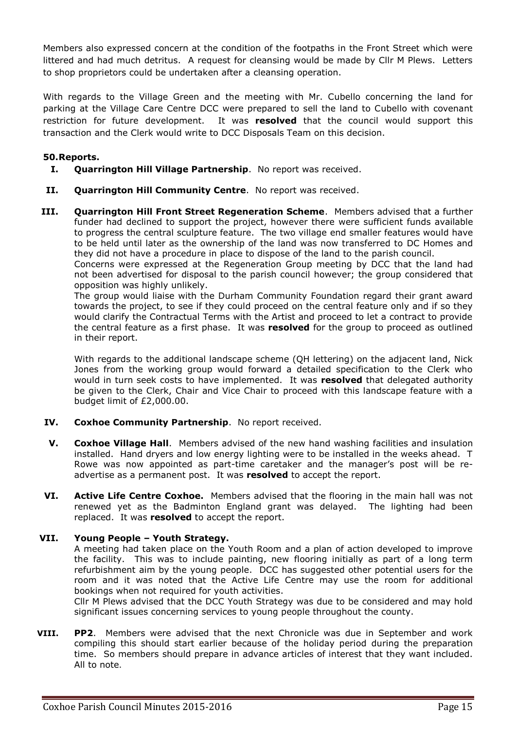Members also expressed concern at the condition of the footpaths in the Front Street which were littered and had much detritus. A request for cleansing would be made by Cllr M Plews. Letters to shop proprietors could be undertaken after a cleansing operation.

With regards to the Village Green and the meeting with Mr. Cubello concerning the land for parking at the Village Care Centre DCC were prepared to sell the land to Cubello with covenant restriction for future development. It was **resolved** that the council would support this transaction and the Clerk would write to DCC Disposals Team on this decision.

**50. Reports.**

**I. Quarrington Hill Village Partnership**. No report was received.

**II. Quarrington Hill Community Centre**. No report was received.

**III. Quarrington Hill Front Street Regeneration Scheme**. Members advised that a further funder had declined to support the project, however there were sufficient funds available to progress the central sculpture feature. The two village end smaller features would have to be held until later as the ownership of the land was now transferred to DC Homes and they did not have a procedure in place to dispose of the land to the parish council.
Concerns were expressed at the Regeneration Group meeting by DCC that the land had not been advertised for disposal to the parish council however; the group considered that opposition was highly unlikely.
The group would liaise with the Durham Community Foundation regard their grant award towards the project, to see if they could proceed on the central feature only and if so they would clarify the Contractual Terms with the Artist and proceed to let a contract to provide the central feature as a first phase. It was **resolved** for the group to proceed as outlined in their report.

With regards to the additional landscape scheme (QH lettering) on the adjacent land, Nick Jones from the working group would forward a detailed specification to the Clerk who would in turn seek costs to have implemented. It was **resolved** that delegated authority be given to the Clerk, Chair and Vice Chair to proceed with this landscape feature with a budget limit of £2,000.00.

**IV. Coxhoe Community Partnership**. No report received.

**V. Coxhoe Village Hall**. Members advised of the new hand washing facilities and insulation installed. Hand dryers and low energy lighting were to be installed in the weeks ahead. T Rowe was now appointed as part-time caretaker and the manager's post will be re-advertise as a permanent post. It was **resolved** to accept the report.

**VI. Active Life Centre Coxhoe.** Members advised that the flooring in the main hall was not renewed yet as the Badminton England grant was delayed. The lighting had been replaced. It was **resolved** to accept the report.

**VII. Young People – Youth Strategy.**
A meeting had taken place on the Youth Room and a plan of action developed to improve the facility. This was to include painting, new flooring initially as part of a long term refurbishment aim by the young people. DCC has suggested other potential users for the room and it was noted that the Active Life Centre may use the room for additional bookings when not required for youth activities.
Cllr M Plews advised that the DCC Youth Strategy was due to be considered and may hold significant issues concerning services to young people throughout the county.

**VIII. PP2**. Members were advised that the next Chronicle was due in September and work compiling this should start earlier because of the holiday period during the preparation time. So members should prepare in advance articles of interest that they want included. All to note.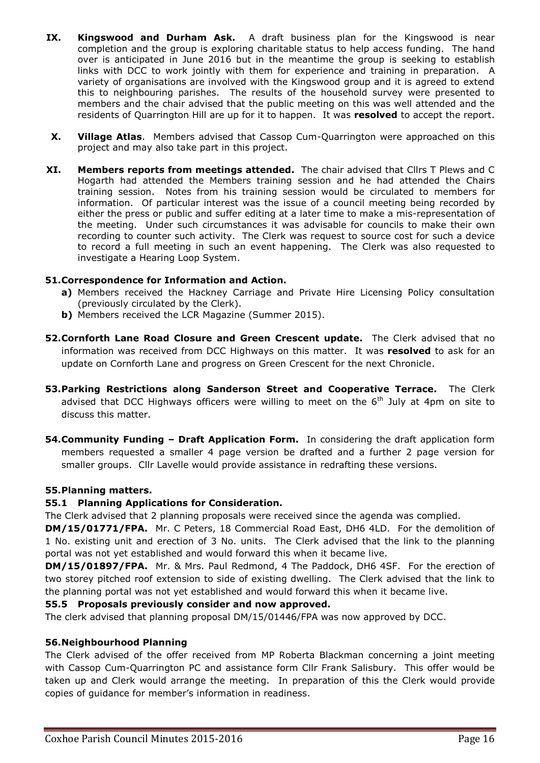**IX. Kingswood and Durham Ask.** A draft business plan for the Kingswood is near completion and the group is exploring charitable status to help access funding. The hand over is anticipated in June 2016 but in the meantime the group is seeking to establish links with DCC to work jointly with them for experience and training in preparation. A variety of organisations are involved with the Kingswood group and it is agreed to extend this to neighbouring parishes. The results of the household survey were presented to members and the chair advised that the public meeting on this was well attended and the residents of Quarrington Hill are up for it to happen. It was **resolved** to accept the report.

**X. Village Atlas**. Members advised that Cassop Cum-Quarrington were approached on this project and may also take part in this project.

**XI. Members reports from meetings attended.** The chair advised that Cllrs T Plews and C Hogarth had attended the Members training session and he had attended the Chairs training session. Notes from his training session would be circulated to members for information. Of particular interest was the issue of a council meeting being recorded by either the press or public and suffer editing at a later time to make a mis-representation of the meeting. Under such circumstances it was advisable for councils to make their own recording to counter such activity. The Clerk was request to source cost for such a device to record a full meeting in such an event happening. The Clerk was also requested to investigate a Hearing Loop System.

### 51. Correspondence for Information and Action.

- **a)** Members received the Hackney Carriage and Private Hire Licensing Policy consultation (previously circulated by the Clerk).
- **b)** Members received the LCR Magazine (Summer 2015).

**52. Cornforth Lane Road Closure and Green Crescent update.** The Clerk advised that no information was received from DCC Highways on this matter. It was **resolved** to ask for an update on Cornforth Lane and progress on Green Crescent for the next Chronicle.

**53. Parking Restrictions along Sanderson Street and Cooperative Terrace.** The Clerk advised that DCC Highways officers were willing to meet on the 6th July at 4pm on site to discuss this matter.

**54. Community Funding – Draft Application Form.** In considering the draft application form members requested a smaller 4 page version be drafted and a further 2 page version for smaller groups. Cllr Lavelle would provide assistance in redrafting these versions.

### 55. Planning matters.

#### 55.1 Planning Applications for Consideration.

The Clerk advised that 2 planning proposals were received since the agenda was complied.

**DM/15/01771/FPA.** Mr. C Peters, 18 Commercial Road East, DH6 4LD. For the demolition of 1 No. existing unit and erection of 3 No. units. The Clerk advised that the link to the planning portal was not yet established and would forward this when it became live.

**DM/15/01897/FPA.** Mr. & Mrs. Paul Redmond, 4 The Paddock, DH6 4SF. For the erection of two storey pitched roof extension to side of existing dwelling. The Clerk advised that the link to the planning portal was not yet established and would forward this when it became live.

#### 55.5 Proposals previously consider and now approved.

The clerk advised that planning proposal DM/15/01446/FPA was now approved by DCC.

### 56. Neighbourhood Planning

The Clerk advised of the offer received from MP Roberta Blackman concerning a joint meeting with Cassop Cum-Quarrington PC and assistance form Cllr Frank Salisbury. This offer would be taken up and Clerk would arrange the meeting. In preparation of this the Clerk would provide copies of guidance for member's information in readiness.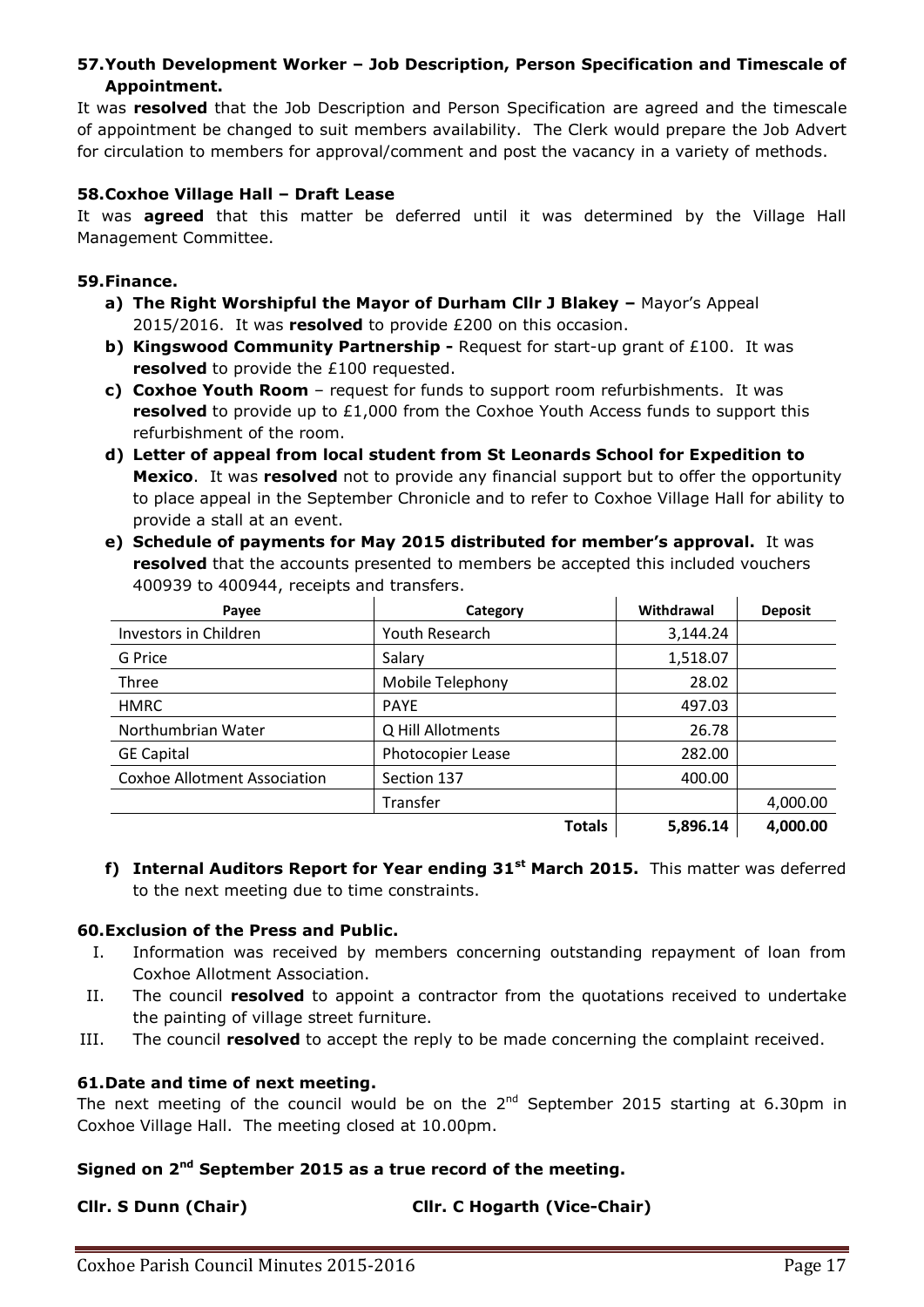### 57. Youth Development Worker – Job Description, Person Specification and Timescale of Appointment.

It was **resolved** that the Job Description and Person Specification are agreed and the timescale of appointment be changed to suit members availability. The Clerk would prepare the Job Advert for circulation to members for approval/comment and post the vacancy in a variety of methods.

### 58. Coxhoe Village Hall – Draft Lease

It was **agreed** that this matter be deferred until it was determined by the Village Hall Management Committee.

### 59. Finance.

a) **The Right Worshipful the Mayor of Durham Cllr J Blakey –** Mayor's Appeal 2015/2016. It was **resolved** to provide £200 on this occasion.

b) **Kingswood Community Partnership -** Request for start-up grant of £100. It was **resolved** to provide the £100 requested.

c) **Coxhoe Youth Room** – request for funds to support room refurbishments. It was **resolved** to provide up to £1,000 from the Coxhoe Youth Access funds to support this refurbishment of the room.

d) **Letter of appeal from local student from St Leonards School for Expedition to Mexico**. It was **resolved** not to provide any financial support but to offer the opportunity to place appeal in the September Chronicle and to refer to Coxhoe Village Hall for ability to provide a stall at an event.

e) **Schedule of payments for May 2015 distributed for member's approval.** It was **resolved** that the accounts presented to members be accepted this included vouchers 400939 to 400944, receipts and transfers.

| Payee | Category | Withdrawal | Deposit |
|---|---|---|---|
| Investors in Children | Youth Research | 3,144.24 | |
| G Price | Salary | 1,518.07 | |
| Three | Mobile Telephony | 28.02 | |
| HMRC | PAYE | 497.03 | |
| Northumbrian Water | Q Hill Allotments | 26.78 | |
| GE Capital | Photocopier Lease | 282.00 | |
| Coxhoe Allotment Association | Section 137 | 400.00 | |
| | Transfer | | 4,000.00 |
| | **Totals** | **5,896.14** | **4,000.00** |

f) **Internal Auditors Report for Year ending 31st March 2015.** This matter was deferred to the next meeting due to time constraints.

### 60. Exclusion of the Press and Public.

I. Information was received by members concerning outstanding repayment of loan from Coxhoe Allotment Association.

II. The council **resolved** to appoint a contractor from the quotations received to undertake the painting of village street furniture.

III. The council **resolved** to accept the reply to be made concerning the complaint received.

### 61. Date and time of next meeting.

The next meeting of the council would be on the 2nd September 2015 starting at 6.30pm in Coxhoe Village Hall. The meeting closed at 10.00pm.

**Signed on 2nd September 2015 as a true record of the meeting.**

**Cllr. S Dunn (Chair)** **Cllr. C Hogarth (Vice-Chair)**